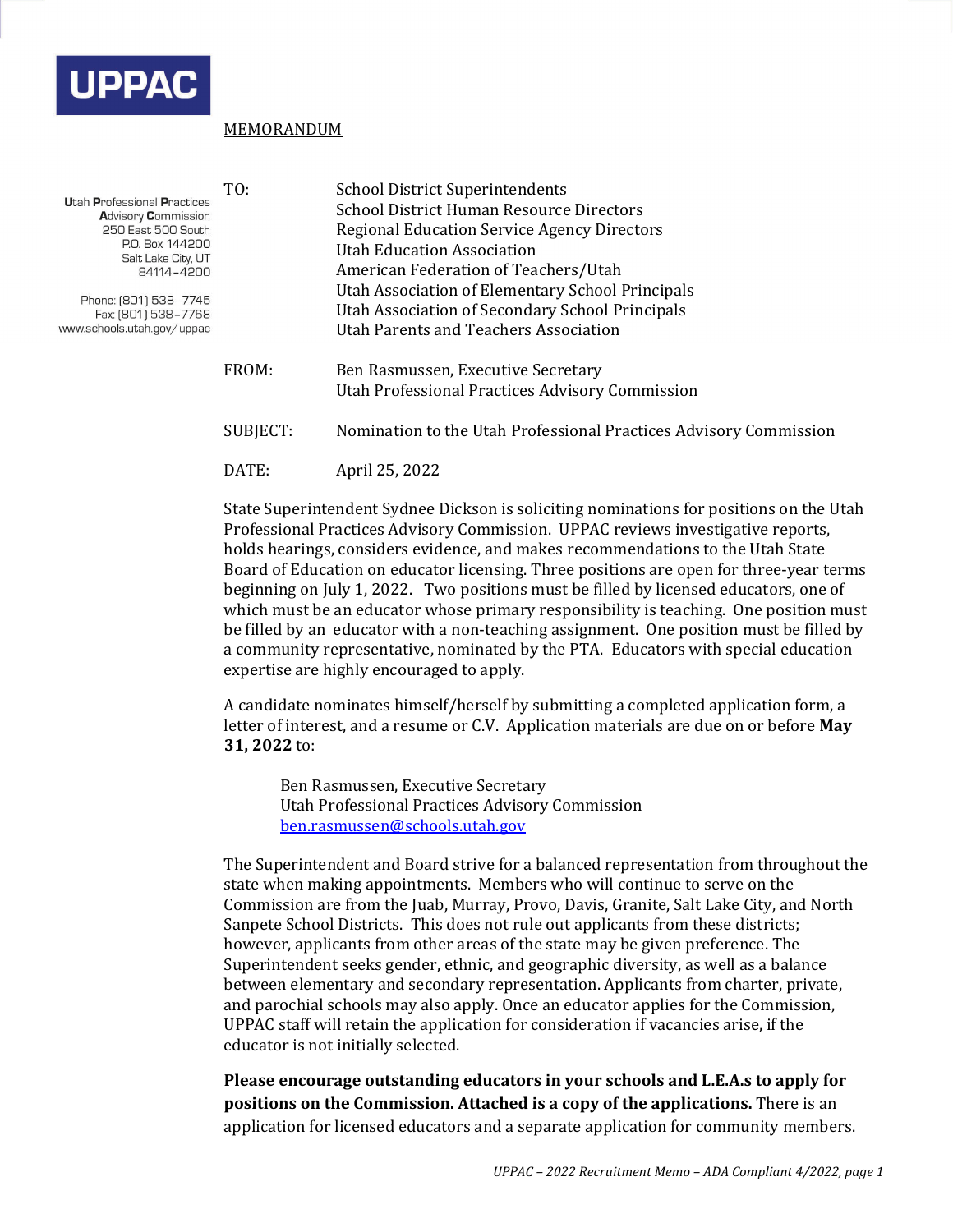**UPPAC**

Utah Professional Practices Advisory Commission
250 East 500 South
P.O. Box 144200
Salt Lake City, UT
84114-4200

Phone: (801) 538-7745
Fax: (801) 538-7768
www.schools.utah.gov/uppac

MEMORANDUM

TO: School District Superintendents
School District Human Resource Directors
Regional Education Service Agency Directors
Utah Education Association
American Federation of Teachers/Utah
Utah Association of Elementary School Principals
Utah Association of Secondary School Principals
Utah Parents and Teachers Association

FROM: Ben Rasmussen, Executive Secretary
Utah Professional Practices Advisory Commission

SUBJECT: Nomination to the Utah Professional Practices Advisory Commission

DATE: April 25, 2022

State Superintendent Sydnee Dickson is soliciting nominations for positions on the Utah Professional Practices Advisory Commission. UPPAC reviews investigative reports, holds hearings, considers evidence, and makes recommendations to the Utah State Board of Education on educator licensing. Three positions are open for three-year terms beginning on July 1, 2022. Two positions must be filled by licensed educators, one of which must be an educator whose primary responsibility is teaching. One position must be filled by an educator with a non-teaching assignment. One position must be filled by a community representative, nominated by the PTA. Educators with special education expertise are highly encouraged to apply.

A candidate nominates himself/herself by submitting a completed application form, a letter of interest, and a resume or C.V. Application materials are due on or before **May 31, 2022** to:

> Ben Rasmussen, Executive Secretary
> Utah Professional Practices Advisory Commission
> ben.rasmussen@schools.utah.gov

The Superintendent and Board strive for a balanced representation from throughout the state when making appointments. Members who will continue to serve on the Commission are from the Juab, Murray, Provo, Davis, Granite, Salt Lake City, and North Sanpete School Districts. This does not rule out applicants from these districts; however, applicants from other areas of the state may be given preference. The Superintendent seeks gender, ethnic, and geographic diversity, as well as a balance between elementary and secondary representation. Applicants from charter, private, and parochial schools may also apply. Once an educator applies for the Commission, UPPAC staff will retain the application for consideration if vacancies arise, if the educator is not initially selected.

**Please encourage outstanding educators in your schools and L.E.A.s to apply for positions on the Commission. Attached is a copy of the applications.** There is an application for licensed educators and a separate application for community members.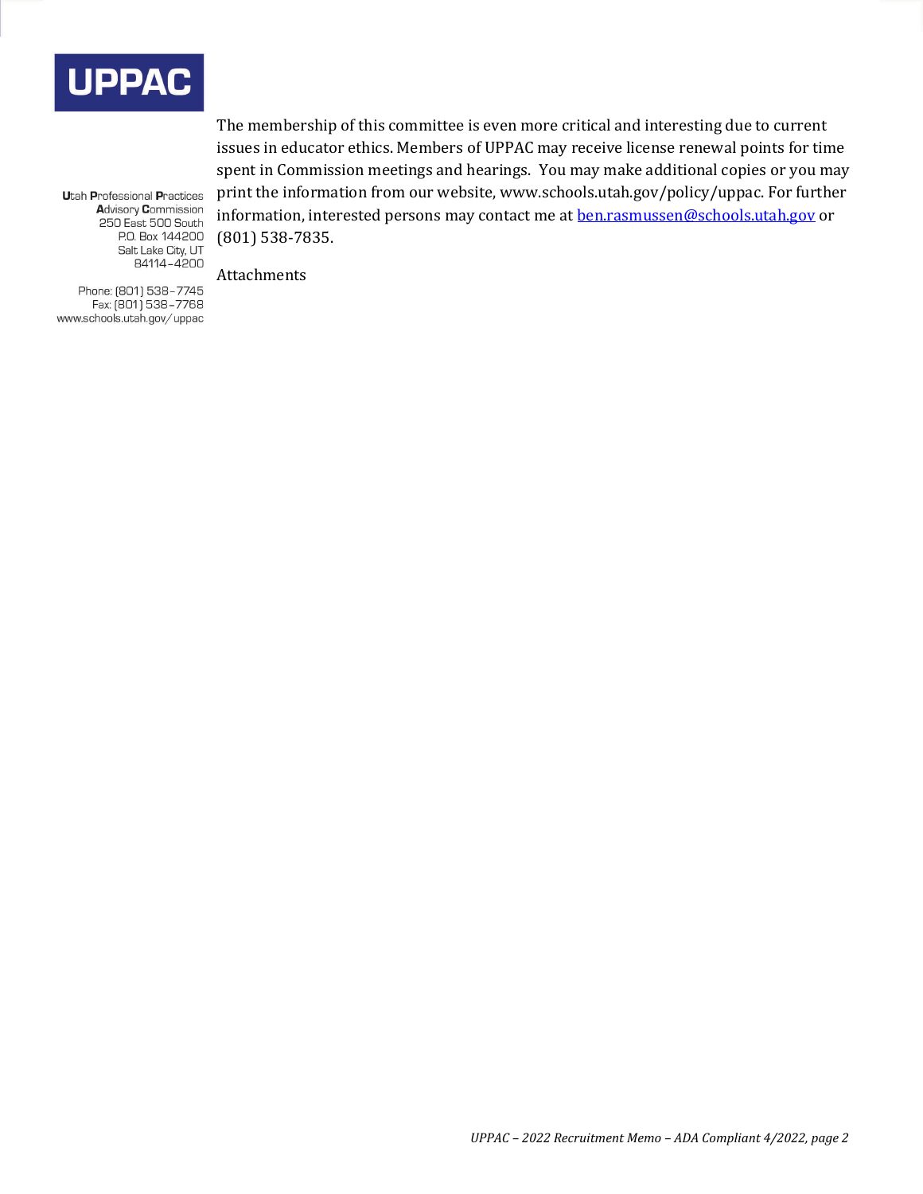**UPPAC**

Utah Professional Practices Advisory Commission
250 East 500 South
P.O. Box 144200
Salt Lake City, UT
84114-4200

Phone: (801) 538-7745
Fax: (801) 538-7768
www.schools.utah.gov/uppac

The membership of this committee is even more critical and interesting due to current issues in educator ethics. Members of UPPAC may receive license renewal points for time spent in Commission meetings and hearings. You may make additional copies or you may print the information from our website, www.schools.utah.gov/policy/uppac. For further information, interested persons may contact me at ben.rasmussen@schools.utah.gov or (801) 538-7835.

Attachments